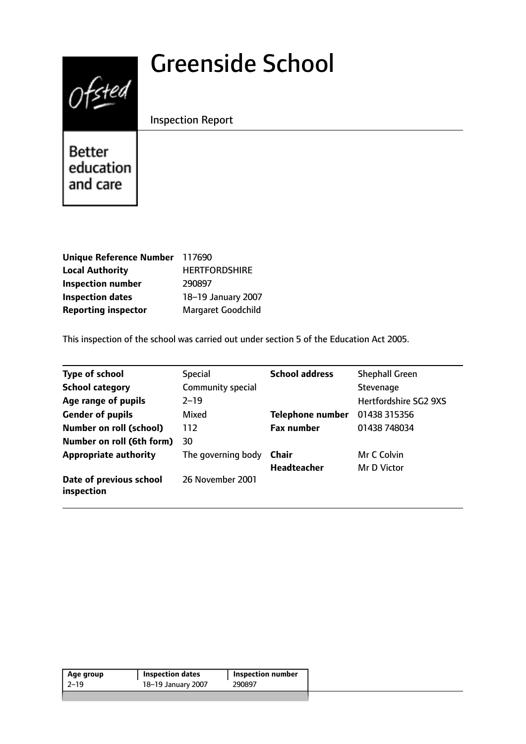# Greenside School

Inspection Report

Better education and care

| | |
|---|---|
| **Unique Reference Number** | 117690 |
| **Local Authority** | HERTFORDSHIRE |
| **Inspection number** | 290897 |
| **Inspection dates** | 18–19 January 2007 |
| **Reporting inspector** | Margaret Goodchild |

This inspection of the school was carried out under section 5 of the Education Act 2005.

| | | | |
|---|---|---|---|
| **Type of school** | Special | **School address** | Shephall Green |
| **School category** | Community special | | Stevenage |
| **Age range of pupils** | 2–19 | | Hertfordshire SG2 9XS |
| **Gender of pupils** | Mixed | **Telephone number** | 01438 315356 |
| **Number on roll (school)** | 112 | **Fax number** | 01438 748034 |
| **Number on roll (6th form)** | 30 | | |
| **Appropriate authority** | The governing body | **Chair** | Mr C Colvin |
| | | **Headteacher** | Mr D Victor |
| **Date of previous school inspection** | 26 November 2001 | | |

| Age group | Inspection dates | Inspection number |
|---|---|---|
| 2–19 | 18–19 January 2007 | 290897 |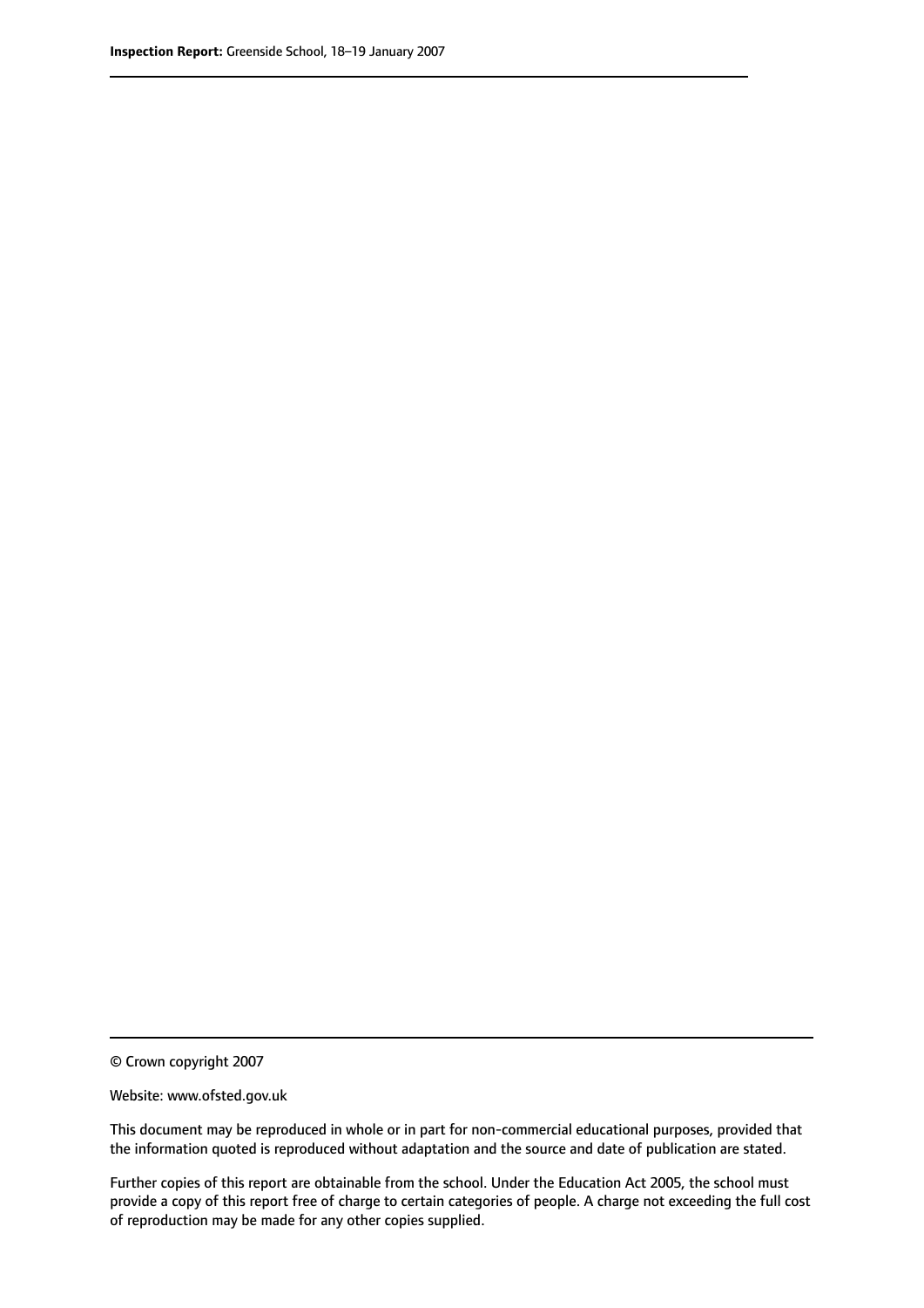© Crown copyright 2007

Website: www.ofsted.gov.uk

This document may be reproduced in whole or in part for non-commercial educational purposes, provided that the information quoted is reproduced without adaptation and the source and date of publication are stated.

Further copies of this report are obtainable from the school. Under the Education Act 2005, the school must provide a copy of this report free of charge to certain categories of people. A charge not exceeding the full cost of reproduction may be made for any other copies supplied.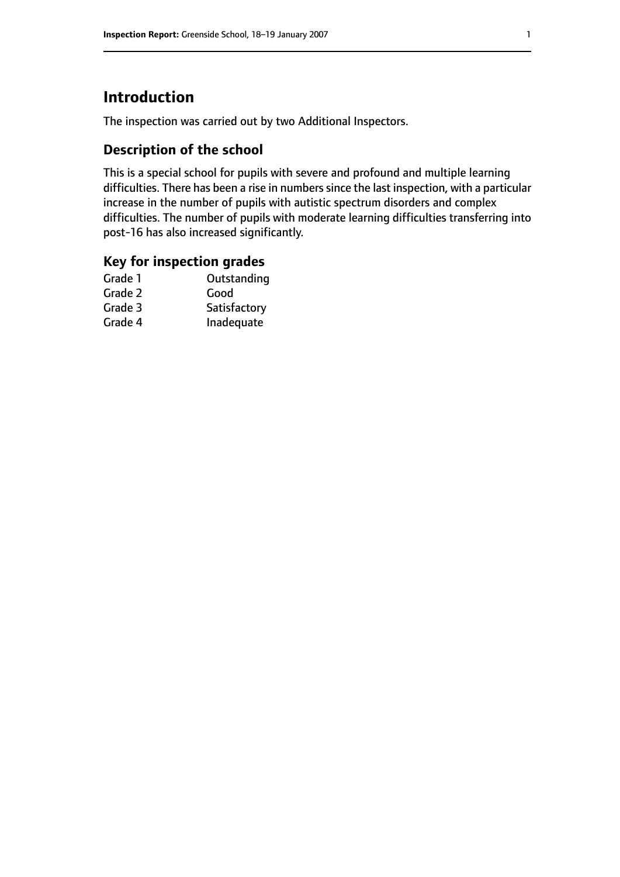# Introduction

The inspection was carried out by two Additional Inspectors.

## Description of the school

This is a special school for pupils with severe and profound and multiple learning difficulties. There has been a rise in numbers since the last inspection, with a particular increase in the number of pupils with autistic spectrum disorders and complex difficulties. The number of pupils with moderate learning difficulties transferring into post-16 has also increased significantly.

## Key for inspection grades

| | |
|---|---|
| Grade 1 | Outstanding |
| Grade 2 | Good |
| Grade 3 | Satisfactory |
| Grade 4 | Inadequate |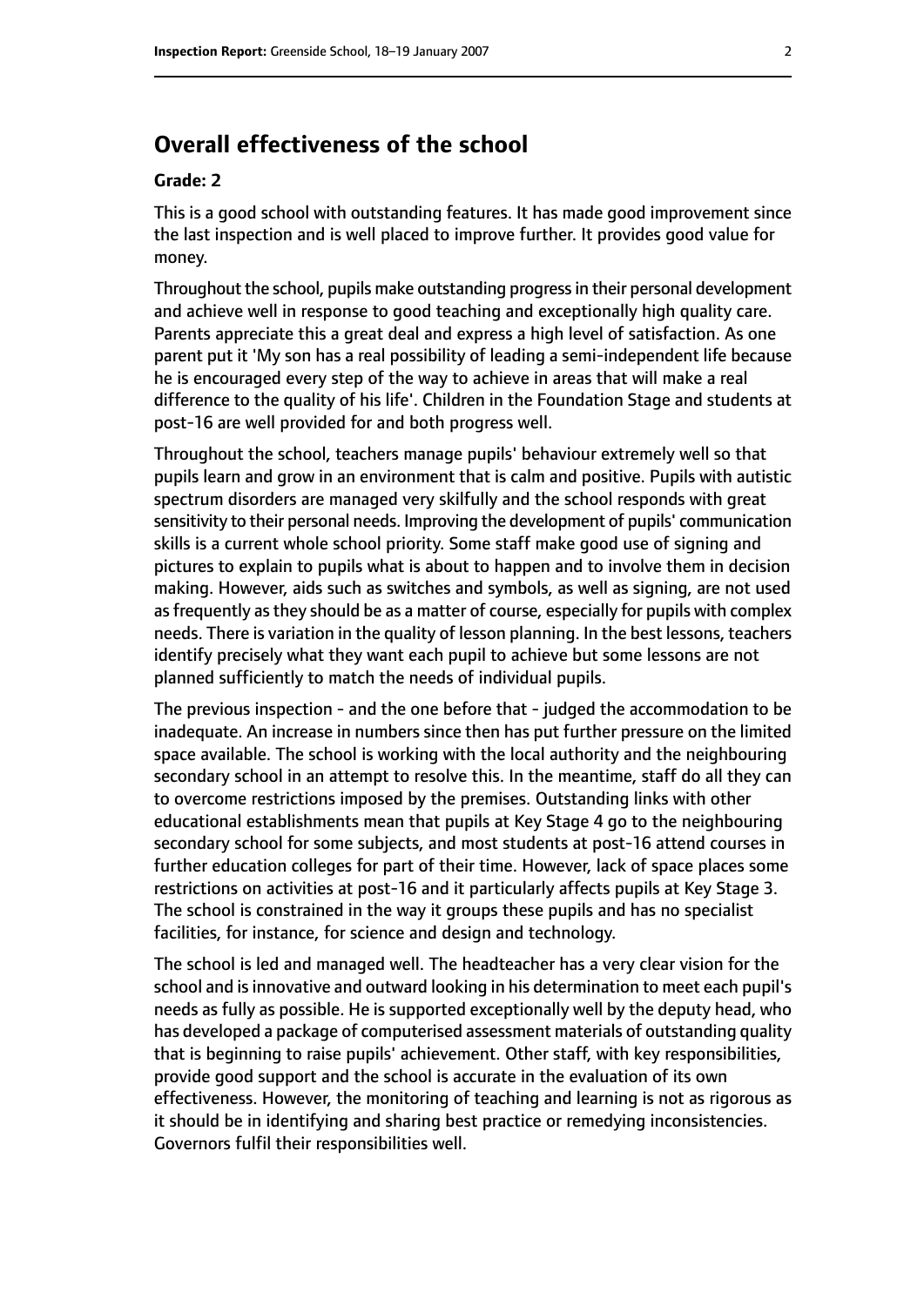## Overall effectiveness of the school

### Grade: 2

This is a good school with outstanding features. It has made good improvement since the last inspection and is well placed to improve further. It provides good value for money.

Throughout the school, pupils make outstanding progress in their personal development and achieve well in response to good teaching and exceptionally high quality care. Parents appreciate this a great deal and express a high level of satisfaction. As one parent put it 'My son has a real possibility of leading a semi-independent life because he is encouraged every step of the way to achieve in areas that will make a real difference to the quality of his life'. Children in the Foundation Stage and students at post-16 are well provided for and both progress well.

Throughout the school, teachers manage pupils' behaviour extremely well so that pupils learn and grow in an environment that is calm and positive. Pupils with autistic spectrum disorders are managed very skilfully and the school responds with great sensitivity to their personal needs. Improving the development of pupils' communication skills is a current whole school priority. Some staff make good use of signing and pictures to explain to pupils what is about to happen and to involve them in decision making. However, aids such as switches and symbols, as well as signing, are not used as frequently as they should be as a matter of course, especially for pupils with complex needs. There is variation in the quality of lesson planning. In the best lessons, teachers identify precisely what they want each pupil to achieve but some lessons are not planned sufficiently to match the needs of individual pupils.

The previous inspection - and the one before that - judged the accommodation to be inadequate. An increase in numbers since then has put further pressure on the limited space available. The school is working with the local authority and the neighbouring secondary school in an attempt to resolve this. In the meantime, staff do all they can to overcome restrictions imposed by the premises. Outstanding links with other educational establishments mean that pupils at Key Stage 4 go to the neighbouring secondary school for some subjects, and most students at post-16 attend courses in further education colleges for part of their time. However, lack of space places some restrictions on activities at post-16 and it particularly affects pupils at Key Stage 3. The school is constrained in the way it groups these pupils and has no specialist facilities, for instance, for science and design and technology.

The school is led and managed well. The headteacher has a very clear vision for the school and is innovative and outward looking in his determination to meet each pupil's needs as fully as possible. He is supported exceptionally well by the deputy head, who has developed a package of computerised assessment materials of outstanding quality that is beginning to raise pupils' achievement. Other staff, with key responsibilities, provide good support and the school is accurate in the evaluation of its own effectiveness. However, the monitoring of teaching and learning is not as rigorous as it should be in identifying and sharing best practice or remedying inconsistencies. Governors fulfil their responsibilities well.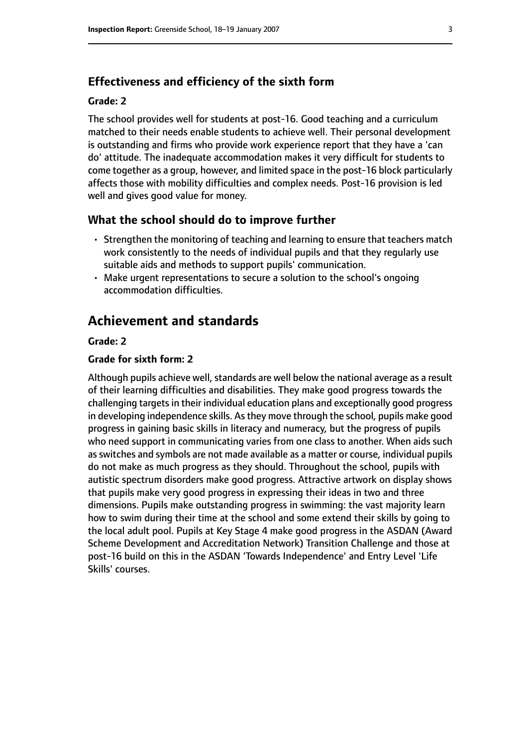### Effectiveness and efficiency of the sixth form

#### Grade: 2

The school provides well for students at post-16. Good teaching and a curriculum matched to their needs enable students to achieve well. Their personal development is outstanding and firms who provide work experience report that they have a 'can do' attitude. The inadequate accommodation makes it very difficult for students to come together as a group, however, and limited space in the post-16 block particularly affects those with mobility difficulties and complex needs. Post-16 provision is led well and gives good value for money.

### What the school should do to improve further

- Strengthen the monitoring of teaching and learning to ensure that teachers match work consistently to the needs of individual pupils and that they regularly use suitable aids and methods to support pupils' communication.
- Make urgent representations to secure a solution to the school's ongoing accommodation difficulties.

## Achievement and standards

#### Grade: 2

#### Grade for sixth form: 2

Although pupils achieve well, standards are well below the national average as a result of their learning difficulties and disabilities. They make good progress towards the challenging targets in their individual education plans and exceptionally good progress in developing independence skills. As they move through the school, pupils make good progress in gaining basic skills in literacy and numeracy, but the progress of pupils who need support in communicating varies from one class to another. When aids such as switches and symbols are not made available as a matter or course, individual pupils do not make as much progress as they should. Throughout the school, pupils with autistic spectrum disorders make good progress. Attractive artwork on display shows that pupils make very good progress in expressing their ideas in two and three dimensions. Pupils make outstanding progress in swimming: the vast majority learn how to swim during their time at the school and some extend their skills by going to the local adult pool. Pupils at Key Stage 4 make good progress in the ASDAN (Award Scheme Development and Accreditation Network) Transition Challenge and those at post-16 build on this in the ASDAN 'Towards Independence' and Entry Level 'Life Skills' courses.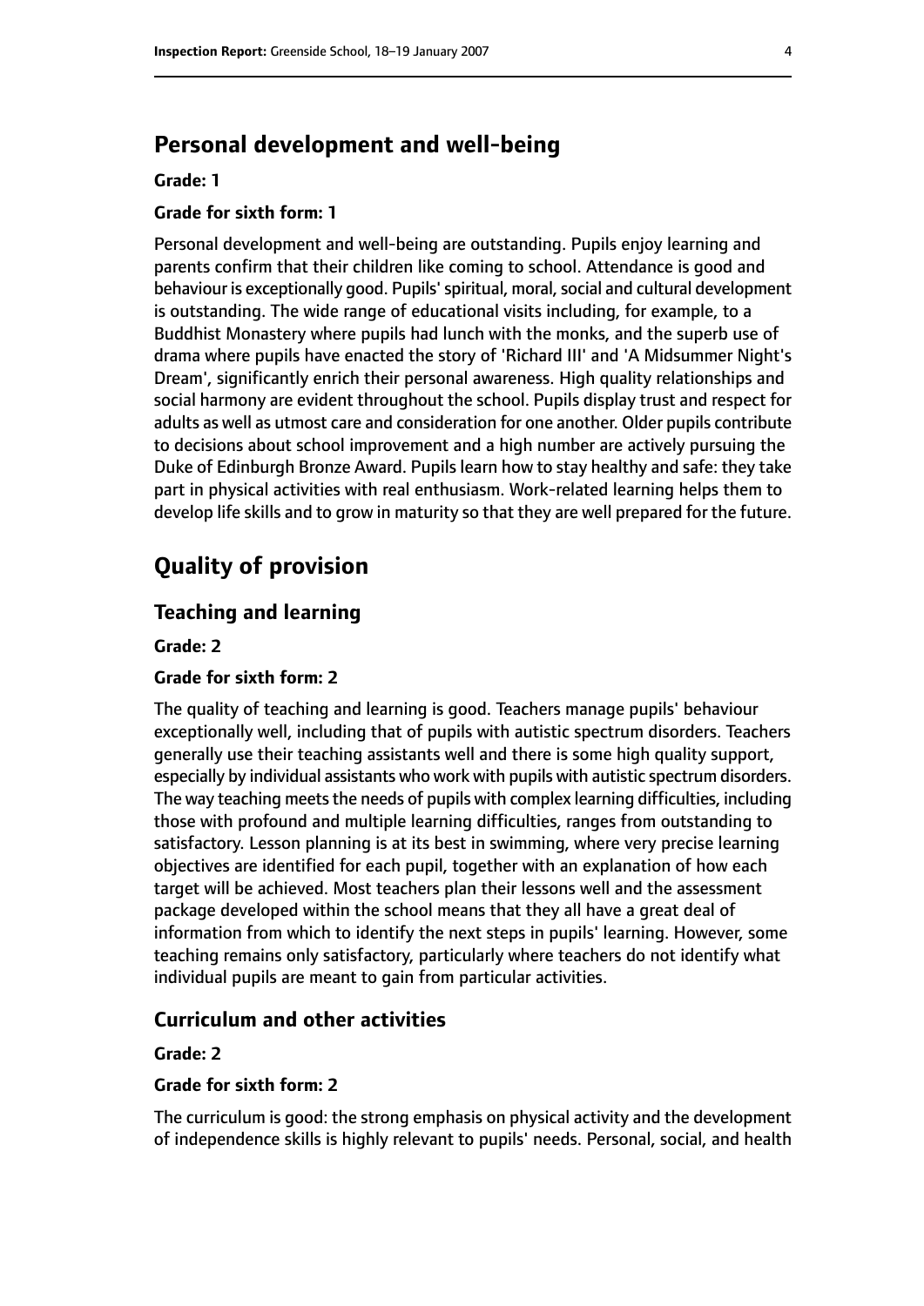## Personal development and well-being

**Grade: 1**

**Grade for sixth form: 1**

Personal development and well-being are outstanding. Pupils enjoy learning and parents confirm that their children like coming to school. Attendance is good and behaviour is exceptionally good. Pupils' spiritual, moral, social and cultural development is outstanding. The wide range of educational visits including, for example, to a Buddhist Monastery where pupils had lunch with the monks, and the superb use of drama where pupils have enacted the story of 'Richard III' and 'A Midsummer Night's Dream', significantly enrich their personal awareness. High quality relationships and social harmony are evident throughout the school. Pupils display trust and respect for adults as well as utmost care and consideration for one another. Older pupils contribute to decisions about school improvement and a high number are actively pursuing the Duke of Edinburgh Bronze Award. Pupils learn how to stay healthy and safe: they take part in physical activities with real enthusiasm. Work-related learning helps them to develop life skills and to grow in maturity so that they are well prepared for the future.

# Quality of provision

## Teaching and learning

**Grade: 2**

**Grade for sixth form: 2**

The quality of teaching and learning is good. Teachers manage pupils' behaviour exceptionally well, including that of pupils with autistic spectrum disorders. Teachers generally use their teaching assistants well and there is some high quality support, especially by individual assistants who work with pupils with autistic spectrum disorders. The way teaching meets the needs of pupils with complex learning difficulties, including those with profound and multiple learning difficulties, ranges from outstanding to satisfactory. Lesson planning is at its best in swimming, where very precise learning objectives are identified for each pupil, together with an explanation of how each target will be achieved. Most teachers plan their lessons well and the assessment package developed within the school means that they all have a great deal of information from which to identify the next steps in pupils' learning. However, some teaching remains only satisfactory, particularly where teachers do not identify what individual pupils are meant to gain from particular activities.

## Curriculum and other activities

**Grade: 2**

**Grade for sixth form: 2**

The curriculum is good: the strong emphasis on physical activity and the development of independence skills is highly relevant to pupils' needs. Personal, social, and health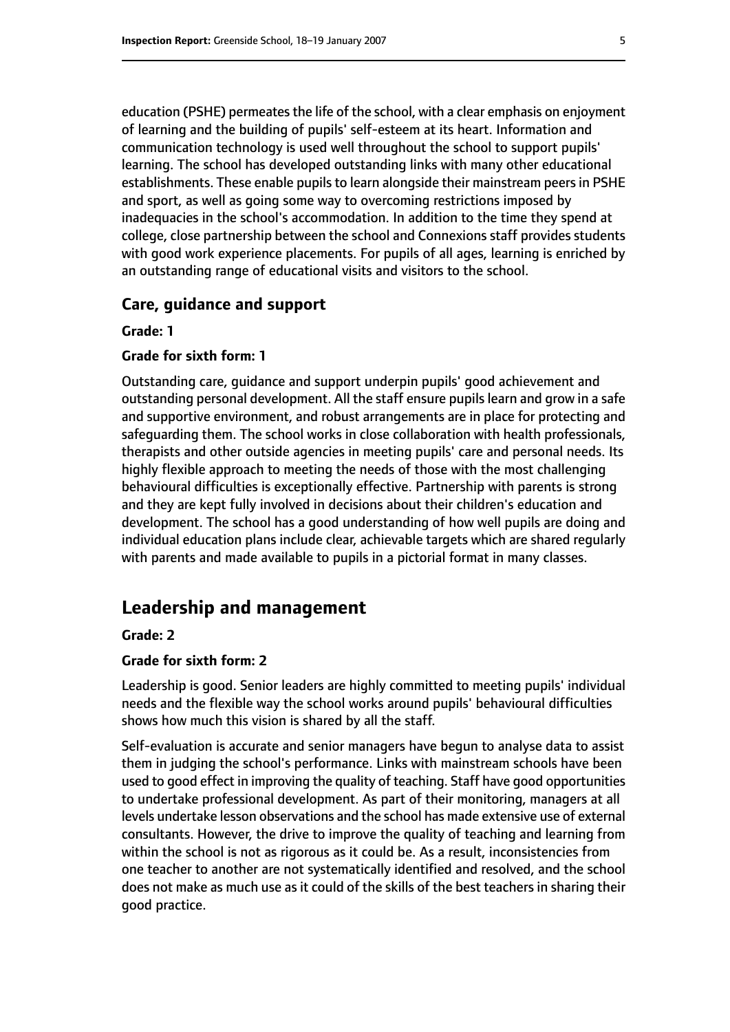education (PSHE) permeates the life of the school, with a clear emphasis on enjoyment of learning and the building of pupils' self-esteem at its heart. Information and communication technology is used well throughout the school to support pupils' learning. The school has developed outstanding links with many other educational establishments. These enable pupils to learn alongside their mainstream peers in PSHE and sport, as well as going some way to overcoming restrictions imposed by inadequacies in the school's accommodation. In addition to the time they spend at college, close partnership between the school and Connexions staff provides students with good work experience placements. For pupils of all ages, learning is enriched by an outstanding range of educational visits and visitors to the school.

### Care, guidance and support

**Grade: 1**

**Grade for sixth form: 1**

Outstanding care, guidance and support underpin pupils' good achievement and outstanding personal development. All the staff ensure pupils learn and grow in a safe and supportive environment, and robust arrangements are in place for protecting and safeguarding them. The school works in close collaboration with health professionals, therapists and other outside agencies in meeting pupils' care and personal needs. Its highly flexible approach to meeting the needs of those with the most challenging behavioural difficulties is exceptionally effective. Partnership with parents is strong and they are kept fully involved in decisions about their children's education and development. The school has a good understanding of how well pupils are doing and individual education plans include clear, achievable targets which are shared regularly with parents and made available to pupils in a pictorial format in many classes.

## Leadership and management

**Grade: 2**

**Grade for sixth form: 2**

Leadership is good. Senior leaders are highly committed to meeting pupils' individual needs and the flexible way the school works around pupils' behavioural difficulties shows how much this vision is shared by all the staff.

Self-evaluation is accurate and senior managers have begun to analyse data to assist them in judging the school's performance. Links with mainstream schools have been used to good effect in improving the quality of teaching. Staff have good opportunities to undertake professional development. As part of their monitoring, managers at all levels undertake lesson observations and the school has made extensive use of external consultants. However, the drive to improve the quality of teaching and learning from within the school is not as rigorous as it could be. As a result, inconsistencies from one teacher to another are not systematically identified and resolved, and the school does not make as much use as it could of the skills of the best teachers in sharing their good practice.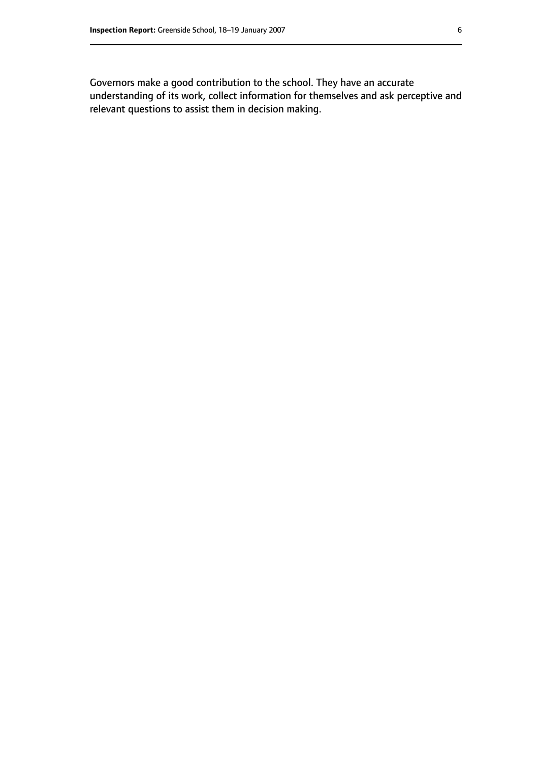Governors make a good contribution to the school. They have an accurate understanding of its work, collect information for themselves and ask perceptive and relevant questions to assist them in decision making.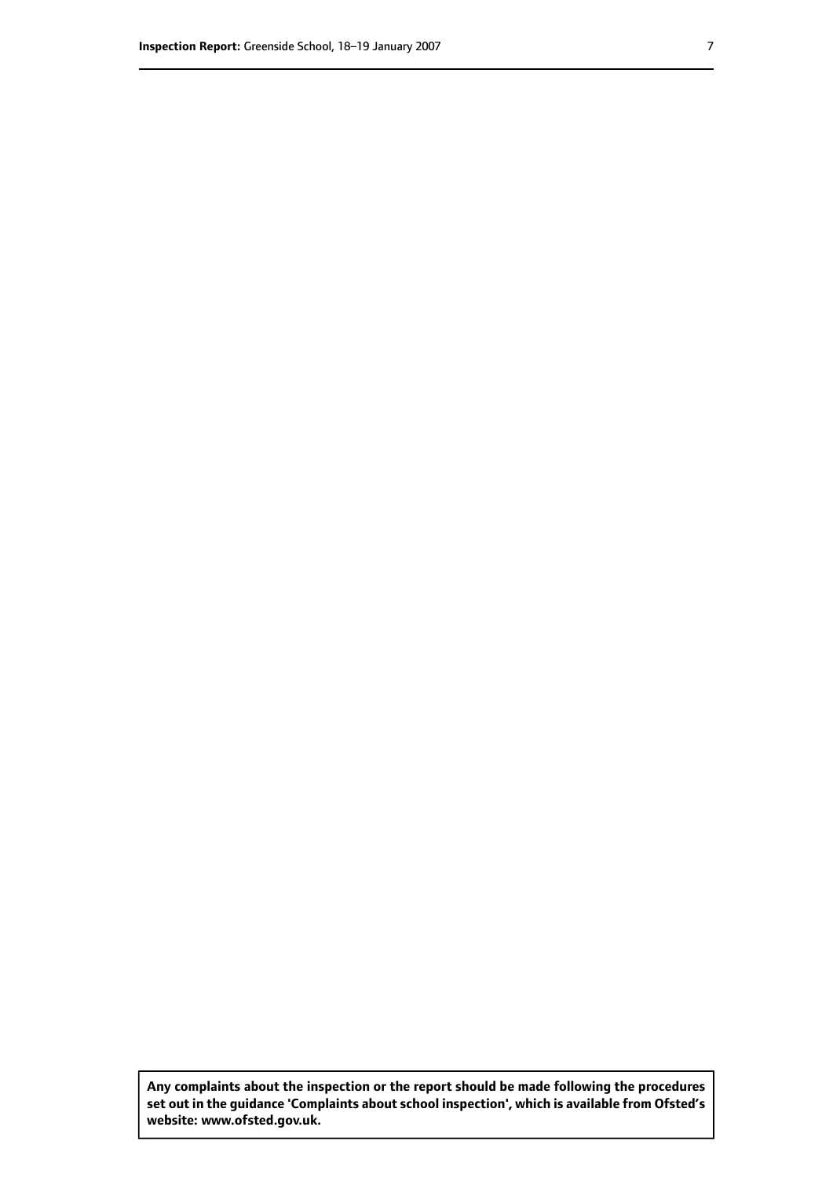**Any complaints about the inspection or the report should be made following the procedures set out in the guidance 'Complaints about school inspection', which is available from Ofsted's website: www.ofsted.gov.uk.**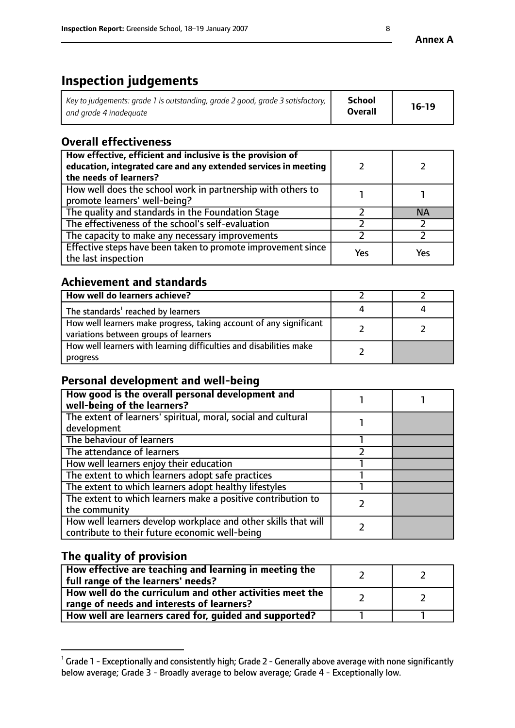**Annex A**

# Inspection judgements

| *Key to judgements: grade 1 is outstanding, grade 2 good, grade 3 satisfactory, and grade 4 inadequate* | **School Overall** | **16-19** |
|---|---|---|

## Overall effectiveness

| | | |
|---|---|---|
| **How effective, efficient and inclusive is the provision of education, integrated care and any extended services in meeting the needs of learners?** | 2 | 2 |
| How well does the school work in partnership with others to promote learners' well-being? | 1 | 1 |
| The quality and standards in the Foundation Stage | 2 | NA |
| The effectiveness of the school's self-evaluation | 2 | 2 |
| The capacity to make any necessary improvements | 2 | 2 |
| Effective steps have been taken to promote improvement since the last inspection | Yes | Yes |

## Achievement and standards

| | | |
|---|---|---|
| **How well do learners achieve?** | 2 | 2 |
| The standards[1] reached by learners | 4 | 4 |
| How well learners make progress, taking account of any significant variations between groups of learners | 2 | 2 |
| How well learners with learning difficulties and disabilities make progress | 2 | |

## Personal development and well-being

| | | |
|---|---|---|
| **How good is the overall personal development and well-being of the learners?** | 1 | 1 |
| The extent of learners' spiritual, moral, social and cultural development | 1 | |
| The behaviour of learners | 1 | |
| The attendance of learners | 2 | |
| How well learners enjoy their education | 1 | |
| The extent to which learners adopt safe practices | 1 | |
| The extent to which learners adopt healthy lifestyles | 1 | |
| The extent to which learners make a positive contribution to the community | 2 | |
| How well learners develop workplace and other skills that will contribute to their future economic well-being | 2 | |

## The quality of provision

| | | |
|---|---|---|
| **How effective are teaching and learning in meeting the full range of the learners' needs?** | 2 | 2 |
| **How well do the curriculum and other activities meet the range of needs and interests of learners?** | 2 | 2 |
| **How well are learners cared for, guided and supported?** | 1 | 1 |

[1] Grade 1 - Exceptionally and consistently high; Grade 2 - Generally above average with none significantly below average; Grade 3 - Broadly average to below average; Grade 4 - Exceptionally low.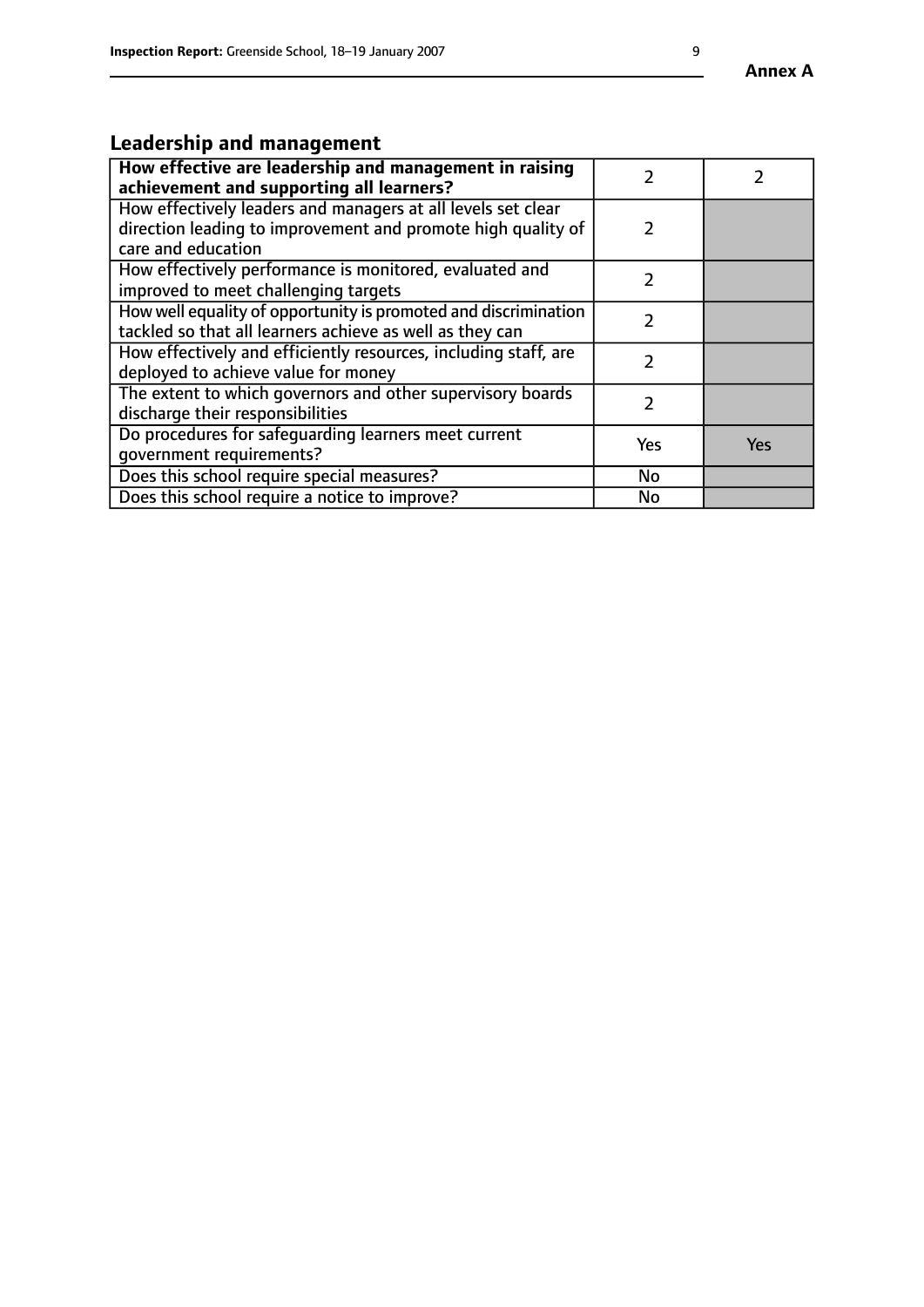## Leadership and management

| How effective are leadership and management in raising achievement and supporting all learners? | 2 | 2 |
|---|---|---|
| How effectively leaders and managers at all levels set clear direction leading to improvement and promote high quality of care and education | 2 | |
| How effectively performance is monitored, evaluated and improved to meet challenging targets | 2 | |
| How well equality of opportunity is promoted and discrimination tackled so that all learners achieve as well as they can | 2 | |
| How effectively and efficiently resources, including staff, are deployed to achieve value for money | 2 | |
| The extent to which governors and other supervisory boards discharge their responsibilities | 2 | |
| Do procedures for safeguarding learners meet current government requirements? | Yes | Yes |
| Does this school require special measures? | No | |
| Does this school require a notice to improve? | No | |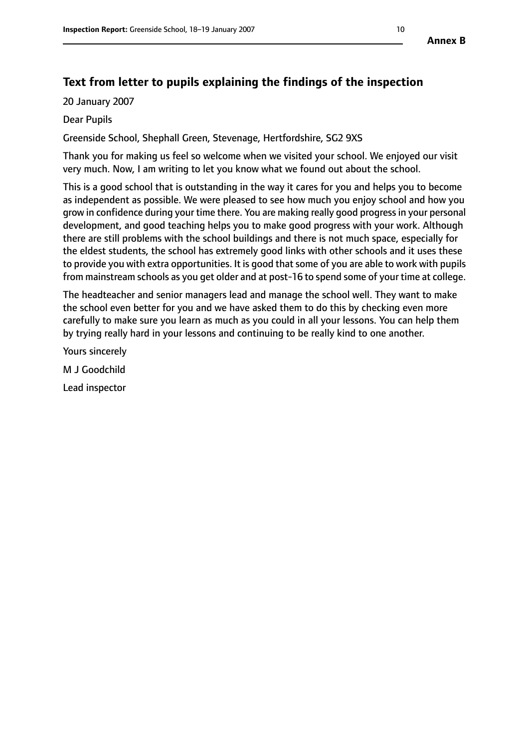## Text from letter to pupils explaining the findings of the inspection

20 January 2007

Dear Pupils

Greenside School, Shephall Green, Stevenage, Hertfordshire, SG2 9XS

Thank you for making us feel so welcome when we visited your school. We enjoyed our visit very much. Now, I am writing to let you know what we found out about the school.

This is a good school that is outstanding in the way it cares for you and helps you to become as independent as possible. We were pleased to see how much you enjoy school and how you grow in confidence during your time there. You are making really good progress in your personal development, and good teaching helps you to make good progress with your work. Although there are still problems with the school buildings and there is not much space, especially for the eldest students, the school has extremely good links with other schools and it uses these to provide you with extra opportunities. It is good that some of you are able to work with pupils from mainstream schools as you get older and at post-16 to spend some of your time at college.

The headteacher and senior managers lead and manage the school well. They want to make the school even better for you and we have asked them to do this by checking even more carefully to make sure you learn as much as you could in all your lessons. You can help them by trying really hard in your lessons and continuing to be really kind to one another.

Yours sincerely

M J Goodchild

Lead inspector